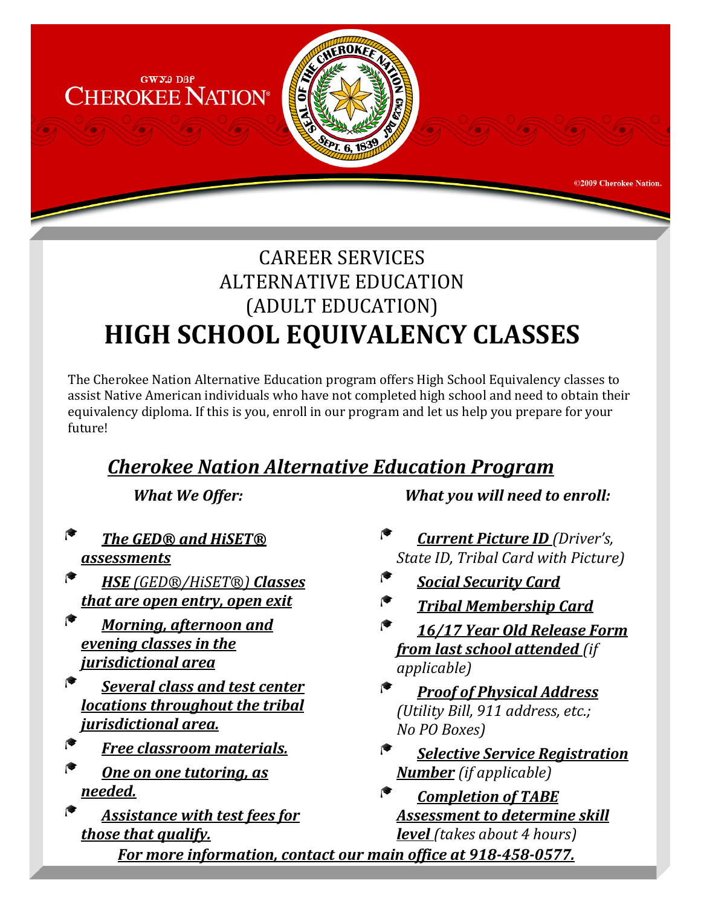ᏣᎳᎩ ᎠᏰᎵ
CHEROKEE NATION®

SEAL OF THE CHEROKEE NATION SEPT. 6, 1839

©2009 Cherokee Nation.

CAREER SERVICES
ALTERNATIVE EDUCATION
(ADULT EDUCATION)

# HIGH SCHOOL EQUIVALENCY CLASSES

The Cherokee Nation Alternative Education program offers High School Equivalency classes to assist Native American individuals who have not completed high school and need to obtain their equivalency diploma. If this is you, enroll in our program and let us help you prepare for your future!

## *Cherokee Nation Alternative Education Program*

### *What We Offer:*

- ***The GED® and HiSET® assessments***
- ***HSE** (GED®/HiSET®) **Classes that are open entry, open exit***
- ***Morning, afternoon and evening classes in the jurisdictional area***
- ***Several class and test center locations throughout the tribal jurisdictional area.***
- ***Free classroom materials.***
- ***One on one tutoring, as needed.***
- ***Assistance with test fees for those that qualify.***

### *What you will need to enroll:*

- ***Current Picture ID** (Driver's, State ID, Tribal Card with Picture)*
- ***Social Security Card***
- ***Tribal Membership Card***
- ***16/17 Year Old Release Form from last school attended** (if applicable)*
- ***Proof of Physical Address** (Utility Bill, 911 address, etc.; No PO Boxes)*
- ***Selective Service Registration Number** (if applicable)*
- ***Completion of TABE Assessment to determine skill level** (takes about 4 hours)*

***For more information, contact our main office at 918-458-0577.***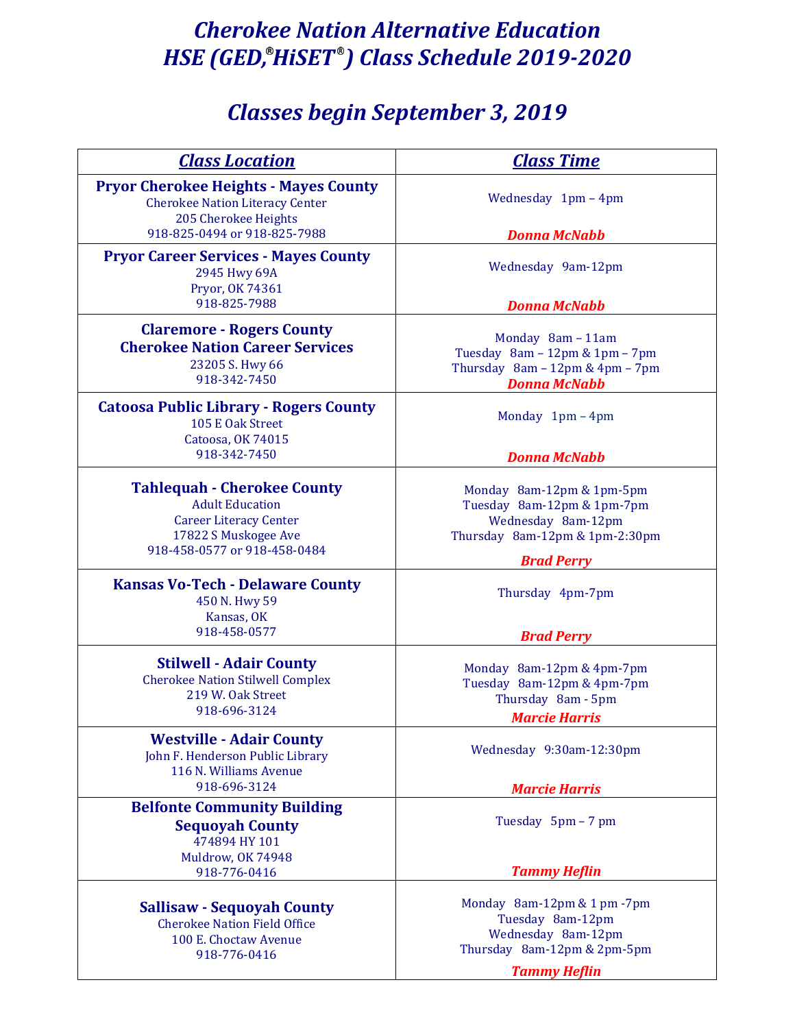# Cherokee Nation Alternative Education
# HSE (GED,® HiSET®) Class Schedule 2019-2020

## Classes begin September 3, 2019

| Class Location | Class Time |
|---|---|
| **Pryor Cherokee Heights - Mayes County**<br>Cherokee Nation Literacy Center<br>205 Cherokee Heights<br>918-825-0494 or 918-825-7988 | Wednesday 1pm – 4pm<br>***Donna McNabb*** |
| **Pryor Career Services - Mayes County**<br>2945 Hwy 69A<br>Pryor, OK 74361<br>918-825-7988 | Wednesday 9am-12pm<br>***Donna McNabb*** |
| **Claremore - Rogers County**<br>**Cherokee Nation Career Services**<br>23205 S. Hwy 66<br>918-342-7450 | Monday 8am – 11am<br>Tuesday 8am – 12pm & 1pm – 7pm<br>Thursday 8am – 12pm & 4pm – 7pm<br>***Donna McNabb*** |
| **Catoosa Public Library - Rogers County**<br>105 E Oak Street<br>Catoosa, OK 74015<br>918-342-7450 | Monday 1pm – 4pm<br>***Donna McNabb*** |
| **Tahlequah - Cherokee County**<br>Adult Education<br>Career Literacy Center<br>17822 S Muskogee Ave<br>918-458-0577 or 918-458-0484 | Monday 8am-12pm & 1pm-5pm<br>Tuesday 8am-12pm & 1pm-7pm<br>Wednesday 8am-12pm<br>Thursday 8am-12pm & 1pm-2:30pm<br>***Brad Perry*** |
| **Kansas Vo-Tech - Delaware County**<br>450 N. Hwy 59<br>Kansas, OK<br>918-458-0577 | Thursday 4pm-7pm<br>***Brad Perry*** |
| **Stilwell - Adair County**<br>Cherokee Nation Stilwell Complex<br>219 W. Oak Street<br>918-696-3124 | Monday 8am-12pm & 4pm-7pm<br>Tuesday 8am-12pm & 4pm-7pm<br>Thursday 8am - 5pm<br>***Marcie Harris*** |
| **Westville - Adair County**<br>John F. Henderson Public Library<br>116 N. Williams Avenue<br>918-696-3124 | Wednesday 9:30am-12:30pm<br>***Marcie Harris*** |
| **Belfonte Community Building**<br>**Sequoyah County**<br>474894 HY 101<br>Muldrow, OK 74948<br>918-776-0416 | Tuesday 5pm – 7 pm<br>***Tammy Heflin*** |
| **Sallisaw - Sequoyah County**<br>Cherokee Nation Field Office<br>100 E. Choctaw Avenue<br>918-776-0416 | Monday 8am-12pm & 1 pm -7pm<br>Tuesday 8am-12pm<br>Wednesday 8am-12pm<br>Thursday 8am-12pm & 2pm-5pm<br>***Tammy Heflin*** |